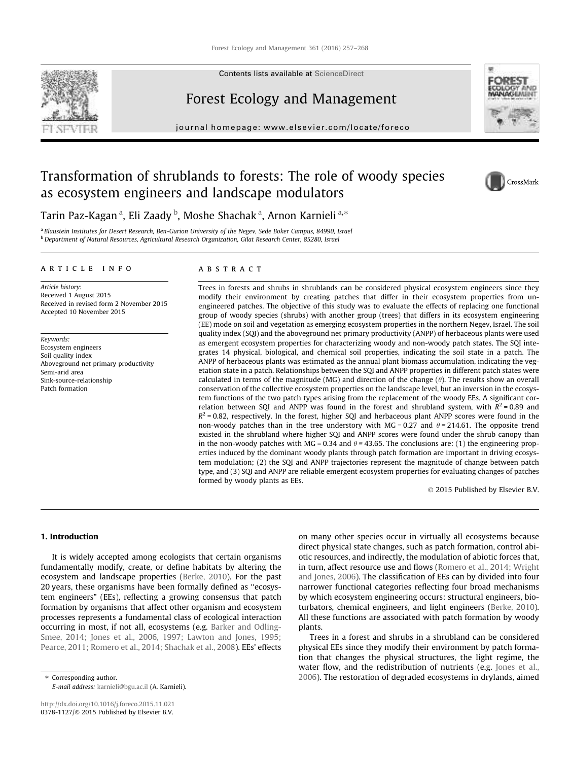Contents lists available at ScienceDirect

# Forest Ecology and Management

journal homepage: www.elsevier.com/locate/foreco

# Transformation of shrublands to forests: The role of woody species as ecosystem engineers and landscape modulators

Tarin Paz-Kagan [a], Eli Zaady [b], Moshe Shachak [a], Arnon Karnieli [a,*]

[a] Blaustein Institutes for Desert Research, Ben-Gurion University of the Negev, Sede Boker Campus, 84990, Israel
[b] Department of Natural Resources, Agricultural Research Organization, Gilat Research Center, 85280, Israel

## ARTICLE INFO

*Article history:*
Received 1 August 2015
Received in revised form 2 November 2015
Accepted 10 November 2015

*Keywords:*
Ecosystem engineers
Soil quality index
Aboveground net primary productivity
Semi-arid area
Sink-source-relationship
Patch formation

## ABSTRACT

Trees in forests and shrubs in shrublands can be considered physical ecosystem engineers since they modify their environment by creating patches that differ in their ecosystem properties from un-engineered patches. The objective of this study was to evaluate the effects of replacing one functional group of woody species (shrubs) with another group (trees) that differs in its ecosystem engineering (EE) mode on soil and vegetation as emerging ecosystem properties in the northern Negev, Israel. The soil quality index (SQI) and the aboveground net primary productivity (ANPP) of herbaceous plants were used as emergent ecosystem properties for characterizing woody and non-woody patch states. The SQI integrates 14 physical, biological, and chemical soil properties, indicating the soil state in a patch. The ANPP of herbaceous plants was estimated as the annual plant biomass accumulation, indicating the vegetation state in a patch. Relationships between the SQI and ANPP properties in different patch states were calculated in terms of the magnitude (MG) and direction of the change ($\theta$). The results show an overall conservation of the collective ecosystem properties on the landscape level, but an inversion in the ecosystem functions of the two patch types arising from the replacement of the woody EEs. A significant correlation between SQI and ANPP was found in the forest and shrubland system, with $R^2 = 0.89$ and $R^2 = 0.82$, respectively. In the forest, higher SQI and herbaceous plant ANPP scores were found in the non-woody patches than in the tree understory with MG = 0.27 and $\theta = 214.61$. The opposite trend existed in the shrubland where higher SQI and ANPP scores were found under the shrub canopy than in the non-woody patches with MG = 0.34 and $\theta = 43.65$. The conclusions are: (1) the engineering properties induced by the dominant woody plants through patch formation are important in driving ecosystem modulation; (2) the SQI and ANPP trajectories represent the magnitude of change between patch type, and (3) SQI and ANPP are reliable emergent ecosystem properties for evaluating changes of patches formed by woody plants as EEs.

© 2015 Published by Elsevier B.V.

## 1. Introduction

It is widely accepted among ecologists that certain organisms fundamentally modify, create, or define habitats by altering the ecosystem and landscape properties (Berke, 2010). For the past 20 years, these organisms have been formally defined as ''ecosystem engineers'' (EEs), reflecting a growing consensus that patch formation by organisms that affect other organism and ecosystem processes represents a fundamental class of ecological interaction occurring in most, if not all, ecosystems (e.g. Barker and Odling-Smee, 2014; Jones et al., 2006, 1997; Lawton and Jones, 1995; Pearce, 2011; Romero et al., 2014; Shachak et al., 2008). EEs' effects on many other species occur in virtually all ecosystems because direct physical state changes, such as patch formation, control abiotic resources, and indirectly, the modulation of abiotic forces that, in turn, affect resource use and flows (Romero et al., 2014; Wright and Jones, 2006). The classification of EEs can by divided into four narrower functional categories reflecting four broad mechanisms by which ecosystem engineering occurs: structural engineers, bioturbators, chemical engineers, and light engineers (Berke, 2010). All these functions are associated with patch formation by woody plants.

Trees in a forest and shrubs in a shrubland can be considered physical EEs since they modify their environment by patch formation that changes the physical structures, the light regime, the water flow, and the redistribution of nutrients (e.g. Jones et al., 2006). The restoration of degraded ecosystems in drylands, aimed

* Corresponding author.
*E-mail address:* karnieli@bgu.ac.il (A. Karnieli).

http://dx.doi.org/10.1016/j.foreco.2015.11.021
0378-1127/© 2015 Published by Elsevier B.V.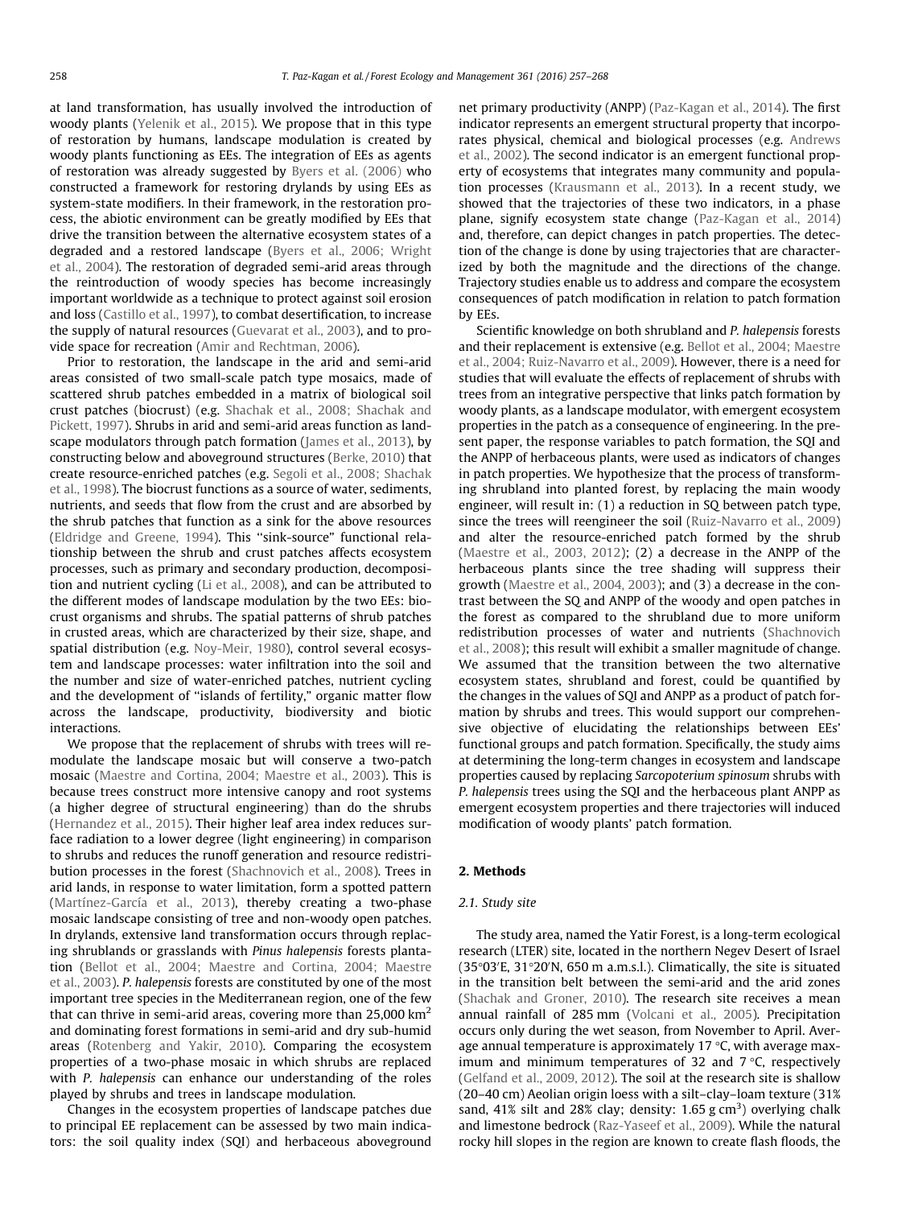at land transformation, has usually involved the introduction of woody plants (Yelenik et al., 2015). We propose that in this type of restoration by humans, landscape modulation is created by woody plants functioning as EEs. The integration of EEs as agents of restoration was already suggested by Byers et al. (2006) who constructed a framework for restoring drylands by using EEs as system-state modifiers. In their framework, in the restoration process, the abiotic environment can be greatly modified by EEs that drive the transition between the alternative ecosystem states of a degraded and a restored landscape (Byers et al., 2006; Wright et al., 2004). The restoration of degraded semi-arid areas through the reintroduction of woody species has become increasingly important worldwide as a technique to protect against soil erosion and loss (Castillo et al., 1997), to combat desertification, to increase the supply of natural resources (Guevarat et al., 2003), and to provide space for recreation (Amir and Rechtman, 2006).

Prior to restoration, the landscape in the arid and semi-arid areas consisted of two small-scale patch type mosaics, made of scattered shrub patches embedded in a matrix of biological soil crust patches (biocrust) (e.g. Shachak et al., 2008; Shachak and Pickett, 1997). Shrubs in arid and semi-arid areas function as landscape modulators through patch formation (James et al., 2013), by constructing below and aboveground structures (Berke, 2010) that create resource-enriched patches (e.g. Segoli et al., 2008; Shachak et al., 1998). The biocrust functions as a source of water, sediments, nutrients, and seeds that flow from the crust and are absorbed by the shrub patches that function as a sink for the above resources (Eldridge and Greene, 1994). This "sink-source" functional relationship between the shrub and crust patches affects ecosystem processes, such as primary and secondary production, decomposition and nutrient cycling (Li et al., 2008), and can be attributed to the different modes of landscape modulation by the two EEs: biocrust organisms and shrubs. The spatial patterns of shrub patches in crusted areas, which are characterized by their size, shape, and spatial distribution (e.g. Noy-Meir, 1980), control several ecosystem and landscape processes: water infiltration into the soil and the number and size of water-enriched patches, nutrient cycling and the development of "islands of fertility," organic matter flow across the landscape, productivity, biodiversity and biotic interactions.

We propose that the replacement of shrubs with trees will re-modulate the landscape mosaic but will conserve a two-patch mosaic (Maestre and Cortina, 2004; Maestre et al., 2003). This is because trees construct more intensive canopy and root systems (a higher degree of structural engineering) than do the shrubs (Hernandez et al., 2015). Their higher leaf area index reduces surface radiation to a lower degree (light engineering) in comparison to shrubs and reduces the runoff generation and resource redistribution processes in the forest (Shachnovich et al., 2008). Trees in arid lands, in response to water limitation, form a spotted pattern (Martínez-García et al., 2013), thereby creating a two-phase mosaic landscape consisting of tree and non-woody open patches. In drylands, extensive land transformation occurs through replacing shrublands or grasslands with *Pinus halepensis* forests plantation (Bellot et al., 2004; Maestre and Cortina, 2004; Maestre et al., 2003). *P. halepensis* forests are constituted by one of the most important tree species in the Mediterranean region, one of the few that can thrive in semi-arid areas, covering more than 25,000 $km^2$ and dominating forest formations in semi-arid and dry sub-humid areas (Rotenberg and Yakir, 2010). Comparing the ecosystem properties of a two-phase mosaic in which shrubs are replaced with *P. halepensis* can enhance our understanding of the roles played by shrubs and trees in landscape modulation.

Changes in the ecosystem properties of landscape patches due to principal EE replacement can be assessed by two main indicators: the soil quality index (SQI) and herbaceous aboveground net primary productivity (ANPP) (Paz-Kagan et al., 2014). The first indicator represents an emergent structural property that incorporates physical, chemical and biological processes (e.g. Andrews et al., 2002). The second indicator is an emergent functional property of ecosystems that integrates many community and population processes (Krausmann et al., 2013). In a recent study, we showed that the trajectories of these two indicators, in a phase plane, signify ecosystem state change (Paz-Kagan et al., 2014) and, therefore, can depict changes in patch properties. The detection of the change is done by using trajectories that are characterized by both the magnitude and the directions of the change. Trajectory studies enable us to address and compare the ecosystem consequences of patch modification in relation to patch formation by EEs.

Scientific knowledge on both shrubland and *P. halepensis* forests and their replacement is extensive (e.g. Bellot et al., 2004; Maestre et al., 2004; Ruiz-Navarro et al., 2009). However, there is a need for studies that will evaluate the effects of replacement of shrubs with trees from an integrative perspective that links patch formation by woody plants, as a landscape modulator, with emergent ecosystem properties in the patch as a consequence of engineering. In the present paper, the response variables to patch formation, the SQI and the ANPP of herbaceous plants, were used as indicators of changes in patch properties. We hypothesize that the process of transforming shrubland into planted forest, by replacing the main woody engineer, will result in: (1) a reduction in SQ between patch type, since the trees will reengineer the soil (Ruiz-Navarro et al., 2009) and alter the resource-enriched patch formed by the shrub (Maestre et al., 2003, 2012); (2) a decrease in the ANPP of the herbaceous plants since the tree shading will suppress their growth (Maestre et al., 2004, 2003); and (3) a decrease in the contrast between the SQ and ANPP of the woody and open patches in the forest as compared to the shrubland due to more uniform redistribution processes of water and nutrients (Shachnovich et al., 2008); this result will exhibit a smaller magnitude of change. We assumed that the transition between the two alternative ecosystem states, shrubland and forest, could be quantified by the changes in the values of SQI and ANPP as a product of patch formation by shrubs and trees. This would support our comprehensive objective of elucidating the relationships between EEs' functional groups and patch formation. Specifically, the study aims at determining the long-term changes in ecosystem and landscape properties caused by replacing *Sarcopoterium spinosum* shrubs with *P. halepensis* trees using the SQI and the herbaceous plant ANPP as emergent ecosystem properties and there trajectories will induced modification of woody plants' patch formation.

## 2. Methods

### 2.1. Study site

The study area, named the Yatir Forest, is a long-term ecological research (LTER) site, located in the northern Negev Desert of Israel (35°03′E, 31°20′N, 650 m a.m.s.l.). Climatically, the site is situated in the transition belt between the semi-arid and the arid zones (Shachak and Groner, 2010). The research site receives a mean annual rainfall of 285 mm (Volcani et al., 2005). Precipitation occurs only during the wet season, from November to April. Average annual temperature is approximately 17 °C, with average maximum and minimum temperatures of 32 and 7 °C, respectively (Gelfand et al., 2009, 2012). The soil at the research site is shallow (20–40 cm) Aeolian origin loess with a silt–clay–loam texture (31% sand, 41% silt and 28% clay; density: 1.65 g $cm^3$) overlying chalk and limestone bedrock (Raz-Yaseef et al., 2009). While the natural rocky hill slopes in the region are known to create flash floods, the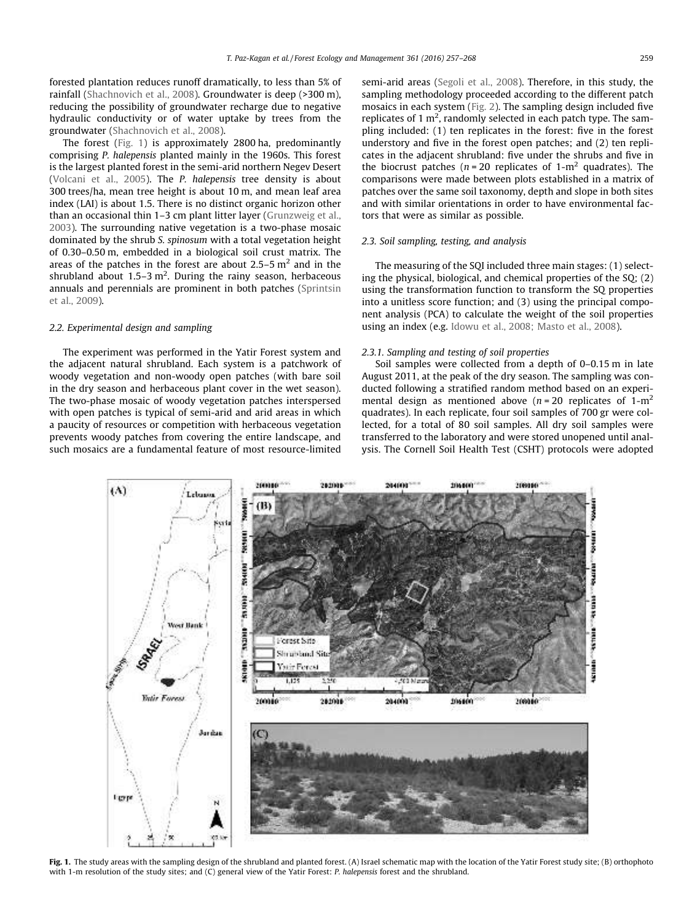forested plantation reduces runoff dramatically, to less than 5% of rainfall (Shachnovich et al., 2008). Groundwater is deep (>300 m), reducing the possibility of groundwater recharge due to negative hydraulic conductivity or of water uptake by trees from the groundwater (Shachnovich et al., 2008).

The forest (Fig. 1) is approximately 2800 ha, predominantly comprising *P. halepensis* planted mainly in the 1960s. This forest is the largest planted forest in the semi-arid northern Negev Desert (Volcani et al., 2005). The *P. halepensis* tree density is about 300 trees/ha, mean tree height is about 10 m, and mean leaf area index (LAI) is about 1.5. There is no distinct organic horizon other than an occasional thin 1–3 cm plant litter layer (Grunzweig et al., 2003). The surrounding native vegetation is a two-phase mosaic dominated by the shrub *S. spinosum* with a total vegetation height of 0.30–0.50 m, embedded in a biological soil crust matrix. The areas of the patches in the forest are about 2.5–5 $m^2$ and in the shrubland about 1.5–3 $m^2$. During the rainy season, herbaceous annuals and perennials are prominent in both patches (Sprintsin et al., 2009).

### 2.2. Experimental design and sampling

The experiment was performed in the Yatir Forest system and the adjacent natural shrubland. Each system is a patchwork of woody vegetation and non-woody open patches (with bare soil in the dry season and herbaceous plant cover in the wet season). The two-phase mosaic of woody vegetation patches interspersed with open patches is typical of semi-arid and arid areas in which a paucity of resources or competition with herbaceous vegetation prevents woody patches from covering the entire landscape, and such mosaics are a fundamental feature of most resource-limited semi-arid areas (Segoli et al., 2008). Therefore, in this study, the sampling methodology proceeded according to the different patch mosaics in each system (Fig. 2). The sampling design included five replicates of 1 $m^2$, randomly selected in each patch type. The sampling included: (1) ten replicates in the forest: five in the forest understory and five in the forest open patches; and (2) ten replicates in the adjacent shrubland: five under the shrubs and five in the biocrust patches ($n = 20$ replicates of 1-$m^2$ quadrates). The comparisons were made between plots established in a matrix of patches over the same soil taxonomy, depth and slope in both sites and with similar orientations in order to have environmental factors that were as similar as possible.

### 2.3. Soil sampling, testing, and analysis

The measuring of the SQI included three main stages: (1) selecting the physical, biological, and chemical properties of the SQ; (2) using the transformation function to transform the SQ properties into a unitless score function; and (3) using the principal component analysis (PCA) to calculate the weight of the soil properties using an index (e.g. Idowu et al., 2008; Masto et al., 2008).

#### 2.3.1. Sampling and testing of soil properties

Soil samples were collected from a depth of 0–0.15 m in late August 2011, at the peak of the dry season. The sampling was conducted following a stratified random method based on an experimental design as mentioned above ($n = 20$ replicates of 1-$m^2$ quadrates). In each replicate, four soil samples of 700 gr were collected, for a total of 80 soil samples. All dry soil samples were transferred to the laboratory and were stored unopened until analysis. The Cornell Soil Health Test (CSHT) protocols were adopted

**Fig. 1.** The study areas with the sampling design of the shrubland and planted forest. (A) Israel schematic map with the location of the Yatir Forest study site; (B) orthophoto with 1-m resolution of the study sites; and (C) general view of the Yatir Forest: *P. halepensis* forest and the shrubland.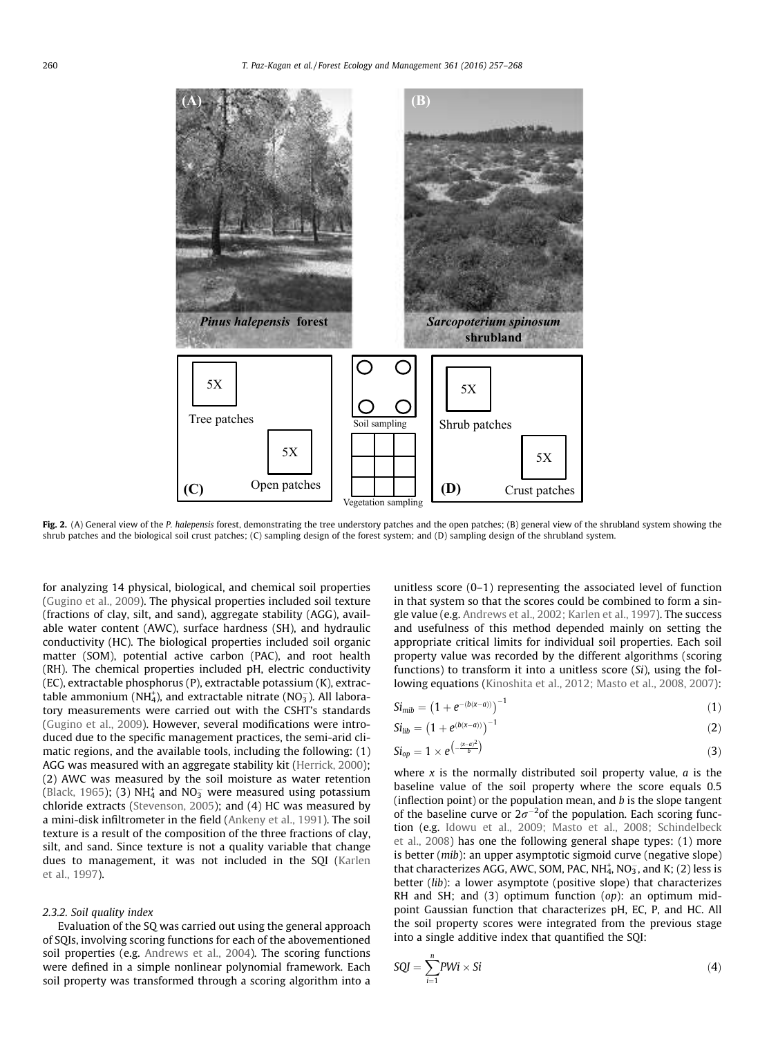**Fig. 2.** (A) General view of the *P. halepensis* forest, demonstrating the tree understory patches and the open patches; (B) general view of the shrubland system showing the shrub patches and the biological soil crust patches; (C) sampling design of the forest system; and (D) sampling design of the shrubland system.

for analyzing 14 physical, biological, and chemical soil properties (Gugino et al., 2009). The physical properties included soil texture (fractions of clay, silt, and sand), aggregate stability (AGG), available water content (AWC), surface hardness (SH), and hydraulic conductivity (HC). The biological properties included soil organic matter (SOM), potential active carbon (PAC), and root health (RH). The chemical properties included pH, electric conductivity (EC), extractable phosphorus (P), extractable potassium (K), extractable ammonium ($NH_4^+$), and extractable nitrate ($NO_3^-$). All laboratory measurements were carried out with the CSHT's standards (Gugino et al., 2009). However, several modifications were introduced due to the specific management practices, the semi-arid climatic regions, and the available tools, including the following: (1) AGG was measured with an aggregate stability kit (Herrick, 2000); (2) AWC was measured by the soil moisture as water retention (Black, 1965); (3) $NH_4^+$ and $NO_3^-$ were measured using potassium chloride extracts (Stevenson, 2005); and (4) HC was measured by a mini-disk infiltrometer in the field (Ankeny et al., 1991). The soil texture is a result of the composition of the three fractions of clay, silt, and sand. Since texture is not a quality variable that change dues to management, it was not included in the SQI (Karlen et al., 1997).

### 2.3.2. Soil quality index

Evaluation of the SQ was carried out using the general approach of SQIs, involving scoring functions for each of the abovementioned soil properties (e.g. Andrews et al., 2004). The scoring functions were defined in a simple nonlinear polynomial framework. Each soil property was transformed through a scoring algorithm into a unitless score (0–1) representing the associated level of function in that system so that the scores could be combined to form a single value (e.g. Andrews et al., 2002; Karlen et al., 1997). The success and usefulness of this method depended mainly on setting the appropriate critical limits for individual soil properties. Each soil property value was recorded by the different algorithms (scoring functions) to transform it into a unitless score (*Si*), using the following equations (Kinoshita et al., 2012; Masto et al., 2008, 2007):

$$Si_{mib} = \left(1 + e^{-(b(x-a))}\right)^{-1} \tag{1}$$

$$Si_{lib} = \left(1 + e^{(b(x-a))}\right)^{-1} \tag{2}$$

$$Si_{op} = 1 \times e^{\left(-\frac{(x-a)^2}{b}\right)} \tag{3}$$

where $x$ is the normally distributed soil property value, $a$ is the baseline value of the soil property where the score equals 0.5 (inflection point) or the population mean, and $b$ is the slope tangent of the baseline curve or $2\sigma^{-2}$of the population. Each scoring function (e.g. Idowu et al., 2009; Masto et al., 2008; Schindelbeck et al., 2008) has one the following general shape types: (1) more is better (*mib*): an upper asymptotic sigmoid curve (negative slope) that characterizes AGG, AWC, SOM, PAC, $NH_4^+$, $NO_3^-$, and K; (2) less is better (*lib*): a lower asymptote (positive slope) that characterizes RH and SH; and (3) optimum function (*op*): an optimum midpoint Gaussian function that characterizes pH, EC, P, and HC. All the soil property scores were integrated from the previous stage into a single additive index that quantified the SQI:

$$SQI = \sum_{i=1}^{n} PWi \times Si \tag{4}$$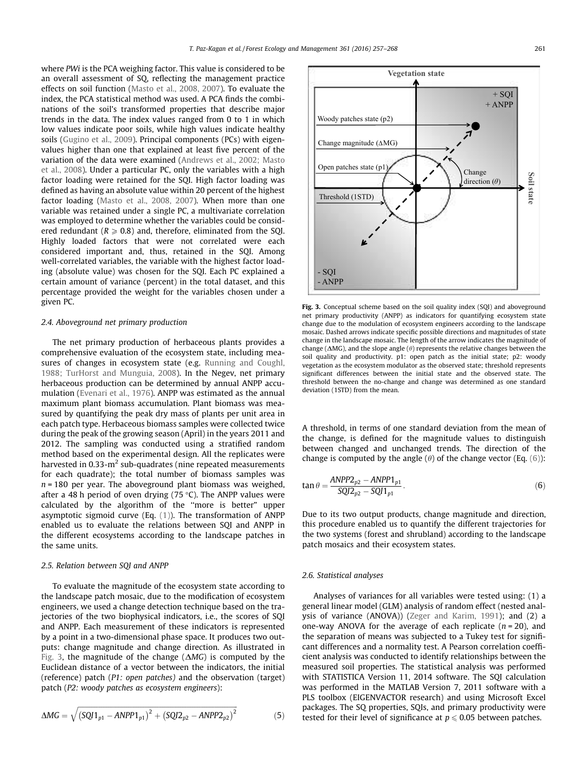where *PWi* is the PCA weighing factor. This value is considered to be an overall assessment of SQ, reflecting the management practice effects on soil function (Masto et al., 2008, 2007). To evaluate the index, the PCA statistical method was used. A PCA finds the combinations of the soil's transformed properties that describe major trends in the data. The index values ranged from 0 to 1 in which low values indicate poor soils, while high values indicate healthy soils (Gugino et al., 2009). Principal components (PCs) with eigenvalues higher than one that explained at least five percent of the variation of the data were examined (Andrews et al., 2002; Masto et al., 2008). Under a particular PC, only the variables with a high factor loading were retained for the SQI. High factor loading was defined as having an absolute value within 20 percent of the highest factor loading (Masto et al., 2008, 2007). When more than one variable was retained under a single PC, a multivariate correlation was employed to determine whether the variables could be considered redundant ($R \geqslant 0.8$) and, therefore, eliminated from the SQI. Highly loaded factors that were not correlated were each considered important and, thus, retained in the SQI. Among well-correlated variables, the variable with the highest factor loading (absolute value) was chosen for the SQI. Each PC explained a certain amount of variance (percent) in the total dataset, and this percentage provided the weight for the variables chosen under a given PC.

### 2.4. Aboveground net primary production

The net primary production of herbaceous plants provides a comprehensive evaluation of the ecosystem state, including measures of changes in ecosystem state (e.g. Running and Coughl, 1988; TurHorst and Munguia, 2008). In the Negev, net primary herbaceous production can be determined by annual ANPP accumulation (Evenari et al., 1976). ANPP was estimated as the annual maximum plant biomass accumulation. Plant biomass was measured by quantifying the peak dry mass of plants per unit area in each patch type. Herbaceous biomass samples were collected twice during the peak of the growing season (April) in the years 2011 and 2012. The sampling was conducted using a stratified random method based on the experimental design. All the replicates were harvested in 0.33-$m^2$ sub-quadrates (nine repeated measurements for each quadrate); the total number of biomass samples was $n = 180$ per year. The aboveground plant biomass was weighed, after a 48 h period of oven drying (75 °C). The ANPP values were calculated by the algorithm of the "more is better" upper asymptotic sigmoid curve (Eq. (1)). The transformation of ANPP enabled us to evaluate the relations between SQI and ANPP in the different ecosystems according to the landscape patches in the same units.

### 2.5. Relation between SQI and ANPP

To evaluate the magnitude of the ecosystem state according to the landscape patch mosaic, due to the modification of ecosystem engineers, we used a change detection technique based on the trajectories of the two biophysical indicators, i.e., the scores of SQI and ANPP. Each measurement of these indicators is represented by a point in a two-dimensional phase space. It produces two outputs: change magnitude and change direction. As illustrated in Fig. 3, the magnitude of the change ($\Delta MG$) is computed by the Euclidean distance of a vector between the indicators, the initial (reference) patch (*P1: open patches*) and the observation (target) patch (*P2: woody patches as ecosystem engineers*):

$$\Delta MG = \sqrt{(SQI1_{p1} - ANPP1_{p1})^2 + (SQI2_{p2} - ANPP2_{p2})^2} \quad (5)$$

**Fig. 3.** Conceptual scheme based on the soil quality index (SQI) and aboveground net primary productivity (ANPP) as indicators for quantifying ecosystem state change due to the modulation of ecosystem engineers according to the landscape mosaic. Dashed arrows indicate specific possible directions and magnitudes of state change in the landscape mosaic. The length of the arrow indicates the magnitude of change ($\Delta$MG), and the slope angle ($\theta$) represents the relative changes between the soil quality and productivity. p1: open patch as the initial state; p2: woody vegetation as the ecosystem modulator as the observed state; threshold represents significant differences between the initial state and the observed state. The threshold between the no-change and change was determined as one standard deviation (1STD) from the mean.

A threshold, in terms of one standard deviation from the mean of the change, is defined for the magnitude values to distinguish between changed and unchanged trends. The direction of the change is computed by the angle ($\theta$) of the change vector (Eq. (6)):

$$\tan\theta = \frac{ANPP2_{p2} - ANPP1_{p1}}{SQI2_{p2} - SQI1_{p1}}. \quad (6)$$

Due to its two output products, change magnitude and direction, this procedure enabled us to quantify the different trajectories for the two systems (forest and shrubland) according to the landscape patch mosaics and their ecosystem states.

### 2.6. Statistical analyses

Analyses of variances for all variables were tested using: (1) a general linear model (GLM) analysis of random effect (nested analysis of variance (ANOVA)) (Zeger and Karim, 1991); and (2) a one-way ANOVA for the average of each replicate ($n = 20$), and the separation of means was subjected to a Tukey test for significant differences and a normality test. A Pearson correlation coefficient analysis was conducted to identify relationships between the measured soil properties. The statistical analysis was performed with STATISTICA Version 11, 2014 software. The SQI calculation was performed in the MATLAB Version 7, 2011 software with a PLS toolbox (EIGENVACTOR research) and using Microsoft Excel packages. The SQ properties, SQIs, and primary productivity were tested for their level of significance at $p \leqslant 0.05$ between patches.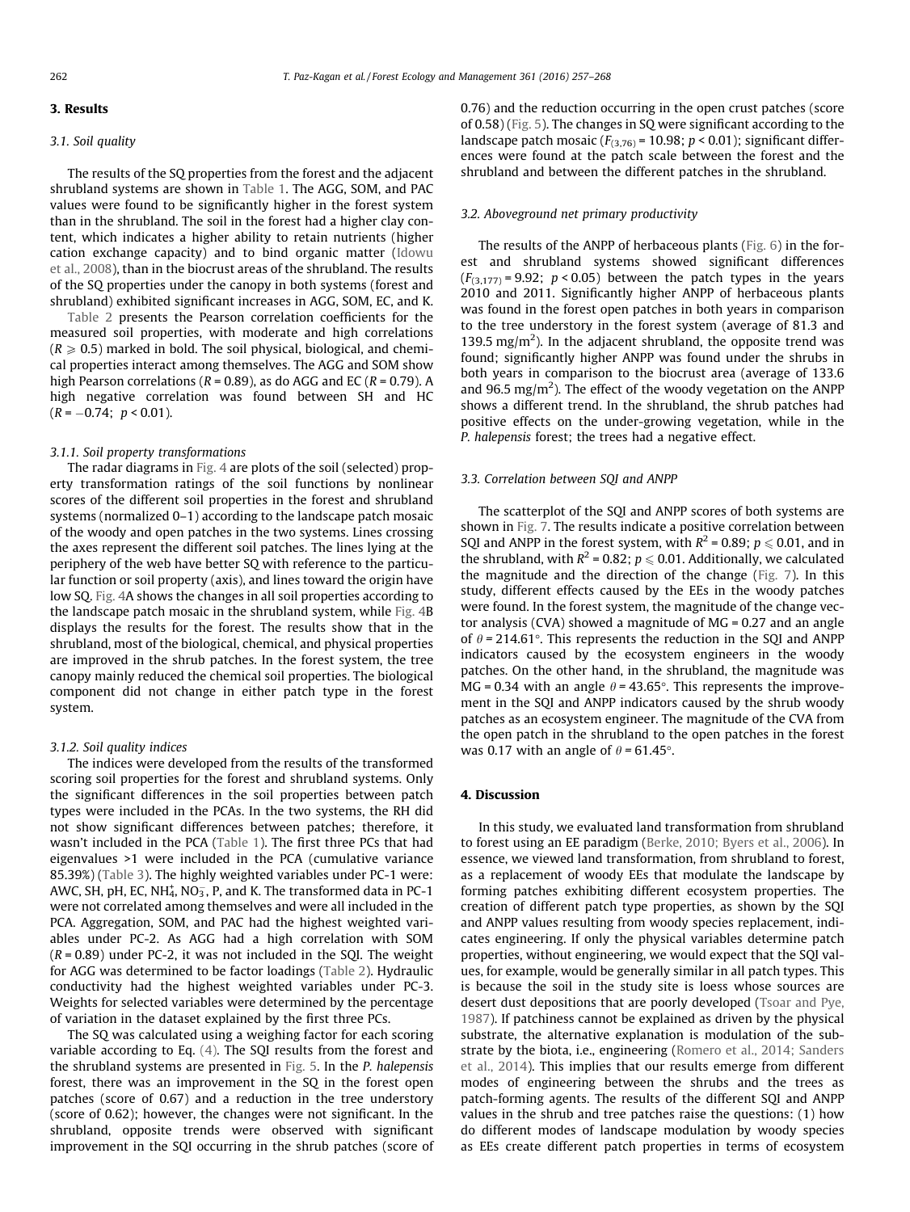## 3. Results

### 3.1. Soil quality

The results of the SQ properties from the forest and the adjacent shrubland systems are shown in Table 1. The AGG, SOM, and PAC values were found to be significantly higher in the forest system than in the shrubland. The soil in the forest had a higher clay content, which indicates a higher ability to retain nutrients (higher cation exchange capacity) and to bind organic matter (Idowu et al., 2008), than in the biocrust areas of the shrubland. The results of the SQ properties under the canopy in both systems (forest and shrubland) exhibited significant increases in AGG, SOM, EC, and K.

Table 2 presents the Pearson correlation coefficients for the measured soil properties, with moderate and high correlations ($R \geqslant 0.5$) marked in bold. The soil physical, biological, and chemical properties interact among themselves. The AGG and SOM show high Pearson correlations ($R = 0.89$), as do AGG and EC ($R = 0.79$). A high negative correlation was found between SH and HC ($R = -0.74$; $p < 0.01$).

#### 3.1.1. Soil property transformations

The radar diagrams in Fig. 4 are plots of the soil (selected) property transformation ratings of the soil functions by nonlinear scores of the different soil properties in the forest and shrubland systems (normalized 0–1) according to the landscape patch mosaic of the woody and open patches in the two systems. Lines crossing the axes represent the different soil patches. The lines lying at the periphery of the web have better SQ with reference to the particular function or soil property (axis), and lines toward the origin have low SQ. Fig. 4A shows the changes in all soil properties according to the landscape patch mosaic in the shrubland system, while Fig. 4B displays the results for the forest. The results show that in the shrubland, most of the biological, chemical, and physical properties are improved in the shrub patches. In the forest system, the tree canopy mainly reduced the chemical soil properties. The biological component did not change in either patch type in the forest system.

#### 3.1.2. Soil quality indices

The indices were developed from the results of the transformed scoring soil properties for the forest and shrubland systems. Only the significant differences in the soil properties between patch types were included in the PCAs. In the two systems, the RH did not show significant differences between patches; therefore, it wasn't included in the PCA (Table 1). The first three PCs that had eigenvalues >1 were included in the PCA (cumulative variance 85.39%) (Table 3). The highly weighted variables under PC-1 were: AWC, SH, pH, EC, $NH_4^+$, $NO_3^-$, P, and K. The transformed data in PC-1 were not correlated among themselves and were all included in the PCA. Aggregation, SOM, and PAC had the highest weighted variables under PC-2. As AGG had a high correlation with SOM ($R = 0.89$) under PC-2, it was not included in the SQI. The weight for AGG was determined to be factor loadings (Table 2). Hydraulic conductivity had the highest weighted variables under PC-3. Weights for selected variables were determined by the percentage of variation in the dataset explained by the first three PCs.

The SQ was calculated using a weighing factor for each scoring variable according to Eq. (4). The SQI results from the forest and the shrubland systems are presented in Fig. 5. In the *P. halepensis* forest, there was an improvement in the SQ in the forest open patches (score of 0.67) and a reduction in the tree understory (score of 0.62); however, the changes were not significant. In the shrubland, opposite trends were observed with significant improvement in the SQI occurring in the shrub patches (score of 0.76) and the reduction occurring in the open crust patches (score of 0.58) (Fig. 5). The changes in SQ were significant according to the landscape patch mosaic ($F_{(3,76)} = 10.98$; $p < 0.01$); significant differences were found at the patch scale between the forest and the shrubland and between the different patches in the shrubland.

### 3.2. Aboveground net primary productivity

The results of the ANPP of herbaceous plants (Fig. 6) in the forest and shrubland systems showed significant differences ($F_{(3,177)} = 9.92$; $p < 0.05$) between the patch types in the years 2010 and 2011. Significantly higher ANPP of herbaceous plants was found in the forest open patches in both years in comparison to the tree understory in the forest system (average of 81.3 and 139.5 mg/m$^2$). In the adjacent shrubland, the opposite trend was found; significantly higher ANPP was found under the shrubs in both years in comparison to the biocrust area (average of 133.6 and 96.5 mg/m$^2$). The effect of the woody vegetation on the ANPP shows a different trend. In the shrubland, the shrub patches had positive effects on the under-growing vegetation, while in the *P. halepensis* forest; the trees had a negative effect.

### 3.3. Correlation between SQI and ANPP

The scatterplot of the SQI and ANPP scores of both systems are shown in Fig. 7. The results indicate a positive correlation between SQI and ANPP in the forest system, with $R^2 = 0.89$; $p \leqslant 0.01$, and in the shrubland, with $R^2 = 0.82$; $p \leqslant 0.01$. Additionally, we calculated the magnitude and the direction of the change (Fig. 7). In this study, different effects caused by the EEs in the woody patches were found. In the forest system, the magnitude of the change vector analysis (CVA) showed a magnitude of MG = 0.27 and an angle of $\theta = 214.61°$. This represents the reduction in the SQI and ANPP indicators caused by the ecosystem engineers in the woody patches. On the other hand, in the shrubland, the magnitude was MG = 0.34 with an angle $\theta = 43.65°$. This represents the improvement in the SQI and ANPP indicators caused by the shrub woody patches as an ecosystem engineer. The magnitude of the CVA from the open patch in the shrubland to the open patches in the forest was 0.17 with an angle of $\theta = 61.45°$.

## 4. Discussion

In this study, we evaluated land transformation from shrubland to forest using an EE paradigm (Berke, 2010; Byers et al., 2006). In essence, we viewed land transformation, from shrubland to forest, as a replacement of woody EEs that modulate the landscape by forming patches exhibiting different ecosystem properties. The creation of different patch type properties, as shown by the SQI and ANPP values resulting from woody species replacement, indicates engineering. If only the physical variables determine patch properties, without engineering, we would expect that the SQI values, for example, would be generally similar in all patch types. This is because the soil in the study site is loess whose sources are desert dust depositions that are poorly developed (Tsoar and Pye, 1987). If patchiness cannot be explained as driven by the physical substrate, the alternative explanation is modulation of the substrate by the biota, i.e., engineering (Romero et al., 2014; Sanders et al., 2014). This implies that our results emerge from different modes of engineering between the shrubs and the trees as patch-forming agents. The results of the different SQI and ANPP values in the shrub and tree patches raise the questions: (1) how do different modes of landscape modulation by woody species as EEs create different patch properties in terms of ecosystem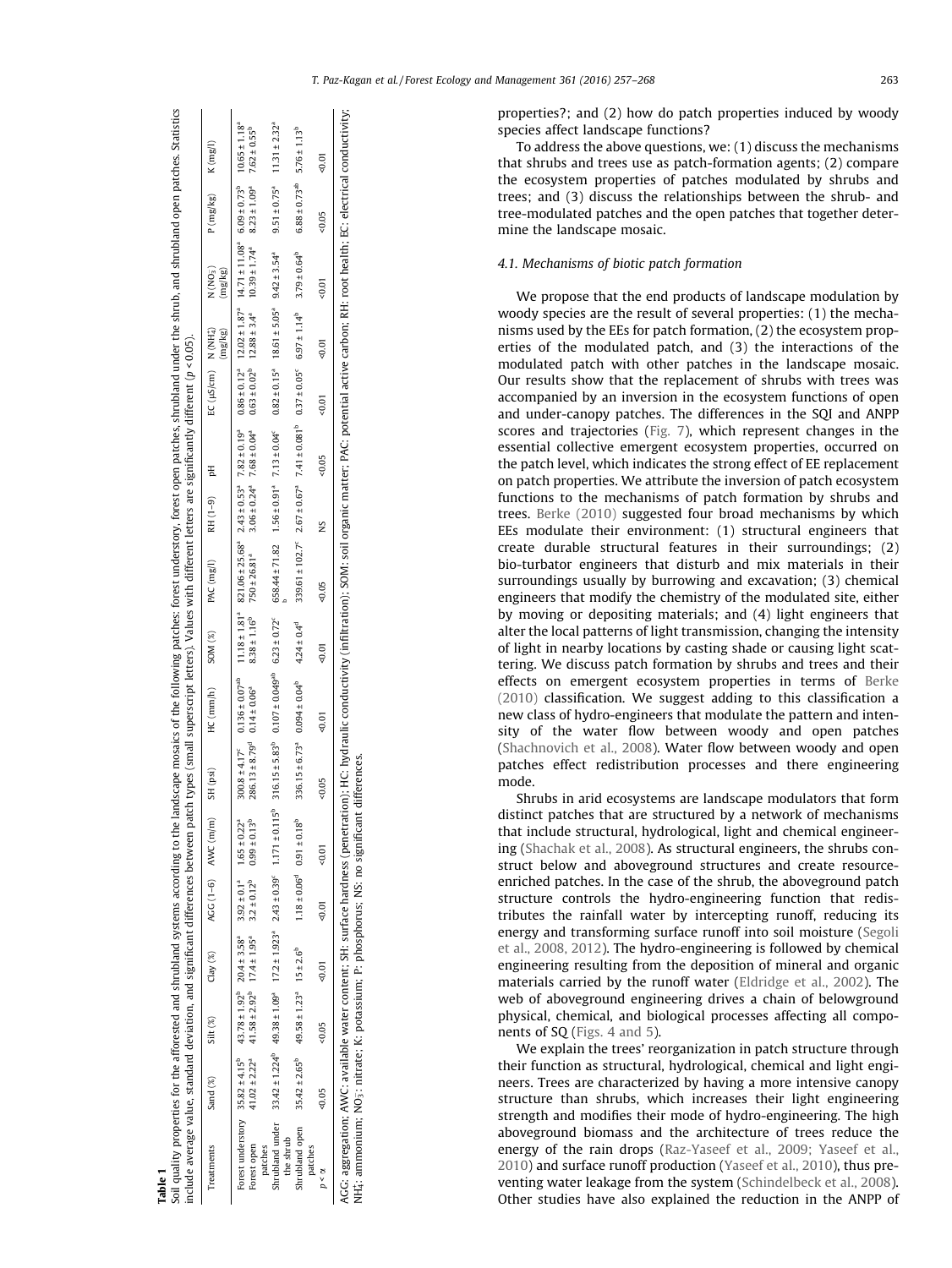**Table 1**
Soil quality properties for the afforested and shrubland systems according to the landscape mosaics of the following patches: forest understory, forest open patches, shrubland under the shrub, and shrubland open patches. Statistics include average value, standard deviation, and significant differences between patch types (small superscript letters). Values with different letters are significantly different ($p < 0.05$).

| Treatments | Sand (%) | Silt (%) | Clay (%) | AGG (1–6) | AWC (m/m) | SH (psi) | HC (mm/h) | SOM (%) | PAC (mg/l) | RH (1–9) | pH | EC (µS/cm) | N ($NH_4^+$) (mg/kg) | N ($NO_3^-$) (mg/kg) | P (mg/kg) | K (mg/l) |
|---|---|---|---|---|---|---|---|---|---|---|---|---|---|---|---|---|
| Forest understory | 35.82 ± 4.15[b] | 43.78 ± 1.92[b] | 20.4 ± 3.58[a] | 3.92 ± 0.1[a] | 1.65 ± 0.22[a] | 300.8 ± 4.17[c] | 0.136 ± 0.07[ab] | 11.18 ± 1.81[a] | 821.06 ± 25.68[a] | 2.43 ± 0.53[a] | 7.82 ± 0.19[a] | 0.86 ± 0.12[a] | 12.02 ± 1.87[a] | 14.71 ± 11.08[a] | 6.09 ± 0.73[b] | 10.65 ± 1.18[a] |
| Forest open patches | 41.02 ± 2.22[a] | 41.58 ± 2.92[b] | 17.4 ± 1.95[a] | 3.2 ± 0.12[b] | 0.99 ± 0.13[b] | 286.13 ± 8.79[d] | 0.14 ± 0.06[a] | 8.38 ± 1.16[b] | 750 ± 26.81[a] | 3.06 ± 0.24[a] | 7.68 ± 0.04[a] | 0.63 ± 0.02[b] | 12.88 ± 3.4[a] | 10.39 ± 1.74[a] | 8.23 ± 1.09[a] | 7.62 ± 0.55[b] |
| Shrubland under the shrub | 33.42 ± 1.224[b] | 49.38 ± 1.09[a] | 17.2 ± 1.923[a] | 2.43 ± 0.39[c] | 1.171 ± 0.115[b] | 316.15 ± 5.83[b] | 0.107 ± 0.049[ab] | 6.23 ± 0.72[c] | 658.44 ± 71.82 [b] | 1.56 ± 0.91[a] | 7.13 ± 0.04[c] | 0.82 ± 0.15[a] | 18.61 ± 5.05[a] | 9.42 ± 3.54[a] | 9.51 ± 0.75[a] | 11.31 ± 2.32[a] |
| Shrubland open patches | 35.42 ± 2.65[b] | 49.58 ± 1.23[a] | 15 ± 2.6[b] | 1.18 ± 0.06[d] | 0.91 ± 0.18[b] | 336.15 ± 6.73[a] | 0.094 ± 0.04[b] | 4.24 ± 0.4[d] | 339.61 ± 102.7[c] | 2.67 ± 0.67[a] | 7.41 ± 0.081[b] | 0.37 ± 0.05[c] | 6.97 ± 1.14[b] | 3.79 ± 0.64[b] | 6.88 ± 0.73[ab] | 5.76 ± 1.13[b] |
| $p < \alpha$ | <0.05 | <0.05 | <0.01 | <0.01 | <0.01 | <0.05 | <0.01 | <0.01 | <0.05 | NS | <0.05 | <0.01 | <0.01 | <0.01 | <0.05 | <0.01 |

AGG: aggregation; AWC: available water content; SH: surface hardness (penetration); HC: hydraulic conductivity (infiltration); SOM: soil organic matter; PAC: potential active carbon; RH: root health; EC: electrical conductivity; $NH_4^+$: ammonium; $NO_3^-$: nitrate; K: potassium; P: phosphorus; NS: no significant differences.

properties?; and (2) how do patch properties induced by woody species affect landscape functions?

To address the above questions, we: (1) discuss the mechanisms that shrubs and trees use as patch-formation agents; (2) compare the ecosystem properties of patches modulated by shrubs and trees; and (3) discuss the relationships between the shrub- and tree-modulated patches and the open patches that together determine the landscape mosaic.

### 4.1. Mechanisms of biotic patch formation

We propose that the end products of landscape modulation by woody species are the result of several properties: (1) the mechanisms used by the EEs for patch formation, (2) the ecosystem properties of the modulated patch, and (3) the interactions of the modulated patch with other patches in the landscape mosaic. Our results show that the replacement of shrubs with trees was accompanied by an inversion in the ecosystem functions of open and under-canopy patches. The differences in the SQI and ANPP scores and trajectories (Fig. 7), which represent changes in the essential collective emergent ecosystem properties, occurred on the patch level, which indicates the strong effect of EE replacement on patch properties. We attribute the inversion of patch ecosystem functions to the mechanisms of patch formation by shrubs and trees. Berke (2010) suggested four broad mechanisms by which EEs modulate their environment: (1) structural engineers that create durable structural features in their surroundings; (2) bio-turbator engineers that disturb and mix materials in their surroundings usually by burrowing and excavation; (3) chemical engineers that modify the chemistry of the modulated site, either by moving or depositing materials; and (4) light engineers that alter the local patterns of light transmission, changing the intensity of light in nearby locations by casting shade or causing light scattering. We discuss patch formation by shrubs and trees and their effects on emergent ecosystem properties in terms of Berke (2010) classification. We suggest adding to this classification a new class of hydro-engineers that modulate the pattern and intensity of the water flow between woody and open patches (Shachnovich et al., 2008). Water flow between woody and open patches effect redistribution processes and there engineering mode.

Shrubs in arid ecosystems are landscape modulators that form distinct patches that are structured by a network of mechanisms that include structural, hydrological, light and chemical engineering (Shachak et al., 2008). As structural engineers, the shrubs construct below and aboveground structures and create resource-enriched patches. In the case of the shrub, the aboveground patch structure controls the hydro-engineering function that redistributes the rainfall water by intercepting runoff, reducing its energy and transforming surface runoff into soil moisture (Segoli et al., 2008, 2012). The hydro-engineering is followed by chemical engineering resulting from the deposition of mineral and organic materials carried by the runoff water (Eldridge et al., 2002). The web of aboveground engineering drives a chain of belowground physical, chemical, and biological processes affecting all components of SQ (Figs. 4 and 5).

We explain the trees' reorganization in patch structure through their function as structural, hydrological, chemical and light engineers. Trees are characterized by having a more intensive canopy structure than shrubs, which increases their light engineering strength and modifies their mode of hydro-engineering. The high aboveground biomass and the architecture of trees reduce the energy of the rain drops (Raz-Yaseef et al., 2009; Yaseef et al., 2010) and surface runoff production (Yaseef et al., 2010), thus preventing water leakage from the system (Schindelbeck et al., 2008). Other studies have also explained the reduction in the ANPP of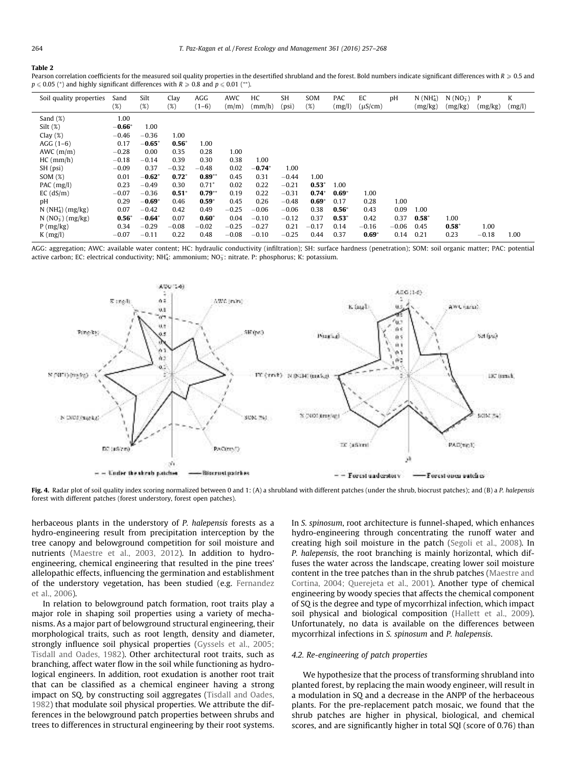**Table 2**
Pearson correlation coefficients for the measured soil quality properties in the desertified shrubland and the forest. Bold numbers indicate significant differences with $R \geqslant 0.5$ and $p \leqslant 0.05$ (*) and highly significant differences with $R \geqslant 0.8$ and $p \leqslant 0.01$ (**).

| Soil quality properties | Sand (%) | Silt (%) | Clay (%) | AGG (1–6) | AWC (m/m) | HC (mm/h) | SH (psi) | SOM (%) | PAC (mg/l) | EC (μS/cm) | pH | N ($NH_4^+$) (mg/kg) | N ($NO_3^-$) (mg/kg) | P (mg/kg) | K (mg/l) |
|---|---|---|---|---|---|---|---|---|---|---|---|---|---|---|---|
| Sand (%) | 1.00 | | | | | | | | | | | | | | |
| Silt (%) | **−0.66*** | 1.00 | | | | | | | | | | | | | |
| Clay (%) | −0.46 | −0.36 | 1.00 | | | | | | | | | | | | |
| AGG (1–6) | 0.17 | **−0.65*** | **0.56*** | 1.00 | | | | | | | | | | | |
| AWC (m/m) | −0.28 | 0.00 | 0.35 | 0.28 | 1.00 | | | | | | | | | | |
| HC (mm/h) | −0.18 | −0.14 | 0.39 | 0.30 | 0.38 | 1.00 | | | | | | | | | |
| SH (psi) | −0.09 | 0.37 | −0.32 | −0.48 | 0.02 | **−0.74*** | 1.00 | | | | | | | | |
| SOM (%) | 0.01 | **−0.62*** | **0.72*** | **0.89**** | 0.45 | 0.31 | −0.44 | 1.00 | | | | | | | |
| PAC (mg/l) | 0.23 | −0.49 | 0.30 | **0.71*** | 0.02 | 0.22 | −0.21 | **0.53*** | 1.00 | | | | | | |
| EC (dS/m) | −0.07 | −0.36 | **0.51*** | **0.79**** | 0.19 | 0.22 | −0.31 | **0.74*** | **0.69*** | 1.00 | | | | | |
| pH | 0.29 | **−0.69*** | 0.46 | **0.59*** | 0.45 | 0.26 | −0.48 | **0.69*** | 0.17 | 0.28 | 1.00 | | | | |
| N ($NH_4^+$) (mg/kg) | 0.07 | −0.42 | 0.42 | 0.49 | −0.25 | −0.06 | −0.06 | 0.38 | **0.56*** | 0.43 | 0.09 | 1.00 | | | |
| N ($NO_3^-$) (mg/kg) | **0.56*** | **−0.64*** | 0.07 | **0.60*** | 0.04 | −0.10 | −0.12 | 0.37 | **0.53*** | 0.42 | 0.37 | **0.58*** | 1.00 | | |
| P (mg/kg) | 0.34 | −0.29 | −0.08 | −0.02 | −0.25 | −0.27 | 0.21 | −0.17 | 0.14 | −0.16 | −0.06 | 0.45 | **0.58*** | 1.00 | |
| K (mg/l) | −0.07 | −0.11 | 0.22 | 0.48 | −0.08 | −0.10 | −0.25 | 0.44 | 0.37 | **0.69*** | 0.14 | 0.21 | 0.23 | −0.18 | 1.00 |

AGG: aggregation; AWC: available water content; HC: hydraulic conductivity (infiltration); SH: surface hardness (penetration); SOM: soil organic matter; PAC: potential active carbon; EC: electrical conductivity; $NH_4^+$: ammonium; $NO_3^-$: nitrate. P: phosphorus; K: potassium.

**Fig. 4.** Radar plot of soil quality index scoring normalized between 0 and 1: (A) a shrubland with different patches (under the shrub, biocrust patches); and (B) a *P. halepensis* forest with different patches (forest understory, forest open patches).

herbaceous plants in the understory of *P. halepensis* forests as a hydro-engineering result from precipitation interception by the tree canopy and belowground competition for soil moisture and nutrients (Maestre et al., 2003, 2012). In addition to hydro-engineering, chemical engineering that resulted in the pine trees' allelopathic effects, influencing the germination and establishment of the understory vegetation, has been studied (e.g. Fernandez et al., 2006).

In relation to belowground patch formation, root traits play a major role in shaping soil properties using a variety of mechanisms. As a major part of belowground structural engineering, their morphological traits, such as root length, density and diameter, strongly influence soil physical properties (Gyssels et al., 2005; Tisdall and Oades, 1982). Other architectural root traits, such as branching, affect water flow in the soil while functioning as hydrological engineers. In addition, root exudation is another root trait that can be classified as a chemical engineer having a strong impact on SQ, by constructing soil aggregates (Tisdall and Oades, 1982) that modulate soil physical properties. We attribute the differences in the belowground patch properties between shrubs and trees to differences in structural engineering by their root systems. In *S. spinosum*, root architecture is funnel-shaped, which enhances hydro-engineering through concentrating the runoff water and creating high soil moisture in the patch (Segoli et al., 2008). In *P. halepensis*, the root branching is mainly horizontal, which diffuses the water across the landscape, creating lower soil moisture content in the tree patches than in the shrub patches (Maestre and Cortina, 2004; Querejeta et al., 2001). Another type of chemical engineering by woody species that affects the chemical component of SQ is the degree and type of mycorrhizal infection, which impact soil physical and biological composition (Hallett et al., 2009). Unfortunately, no data is available on the differences between mycorrhizal infections in *S. spinosum* and *P. halepensis*.

### 4.2. Re-engineering of patch properties

We hypothesize that the process of transforming shrubland into planted forest, by replacing the main woody engineer, will result in a modulation in SQ and a decrease in the ANPP of the herbaceous plants. For the pre-replacement patch mosaic, we found that the shrub patches are higher in physical, biological, and chemical scores, and are significantly higher in total SQI (score of 0.76) than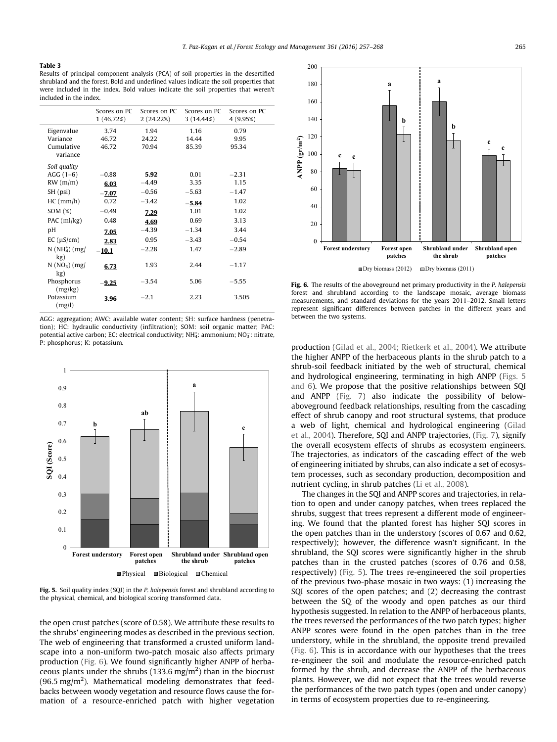**Table 3**
Results of principal component analysis (PCA) of soil properties in the desertified shrubland and the forest. Bold and underlined values indicate the soil properties that were included in the index. Bold values indicate the soil properties that weren't included in the index.

| | Scores on PC 1 (46.72%) | Scores on PC 2 (24.22%) | Scores on PC 3 (14.44%) | Scores on PC 4 (9.95%) |
|---|---|---|---|---|
| Eigenvalue | 3.74 | 1.94 | 1.16 | 0.79 |
| Variance | 46.72 | 24.22 | 14.44 | 9.95 |
| Cumulative variance | 46.72 | 70.94 | 85.39 | 95.34 |
| *Soil quality* | | | | |
| AGG (1–6) | −0.88 | **5.92** | 0.01 | −2.31 |
| RW (m/m) | **<u>6.03</u>** | −4.49 | 3.35 | 1.15 |
| SH (psi) | **<u>−7.07</u>** | −0.56 | −5.63 | −1.47 |
| HC (mm/h) | 0.72 | −3.42 | **<u>−5.84</u>** | 1.02 |
| SOM (%) | −0.49 | **<u>7.29</u>** | 1.01 | 1.02 |
| PAC (ml/kg) | 0.48 | **<u>4.69</u>** | 0.69 | 3.13 |
| pH | **<u>7.05</u>** | −4.39 | −1.34 | 3.44 |
| EC (μS/cm) | **<u>2.83</u>** | 0.95 | −3.43 | −0.54 |
| N ($NH_4^+$) (mg/kg) | **<u>−10.1</u>** | −2.28 | 1.47 | −2.89 |
| N ($NO_3$) (mg/kg) | **<u>6.73</u>** | 1.93 | 2.44 | −1.17 |
| Phosphorus (mg/kg) | **<u>−9.25</u>** | −3.54 | 5.06 | −5.55 |
| Potassium (mg/l) | **<u>3.96</u>** | −2.1 | 2.23 | 3.505 |

AGG: aggregation; AWC: available water content; SH: surface hardness (penetration); HC: hydraulic conductivity (infiltration); SOM: soil organic matter; PAC: potential active carbon; EC: electrical conductivity; $NH_4^+$: ammonium; $NO_3^-$: nitrate, P: phosphorus; K: potassium.

**Fig. 5.** Soil quality index (SQI) in the *P. halepensis* forest and shrubland according to the physical, chemical, and biological scoring transformed data.

**Fig. 6.** The results of the aboveground net primary productivity in the *P. halepensis* forest and shrubland according to the landscape mosaic, average biomass measurements, and standard deviations for the years 2011–2012. Small letters represent significant differences between patches in the different years and between the two systems.

the open crust patches (score of 0.58). We attribute these results to the shrubs' engineering modes as described in the previous section. The web of engineering that transformed a crusted uniform landscape into a non-uniform two-patch mosaic also affects primary production (Fig. 6). We found significantly higher ANPP of herbaceous plants under the shrubs (133.6 mg/m$^2$) than in the biocrust (96.5 mg/m$^2$). Mathematical modeling demonstrates that feedbacks between woody vegetation and resource flows cause the formation of a resource-enriched patch with higher vegetation production (Gilad et al., 2004; Rietkerk et al., 2004). We attribute the higher ANPP of the herbaceous plants in the shrub patch to a shrub-soil feedback initiated by the web of structural, chemical and hydrological engineering, terminating in high ANPP (Figs. 5 and 6). We propose that the positive relationships between SQI and ANPP (Fig. 7) also indicate the possibility of below-aboveground feedback relationships, resulting from the cascading effect of shrub canopy and root structural systems, that produce a web of light, chemical and hydrological engineering (Gilad et al., 2004). Therefore, SQI and ANPP trajectories, (Fig. 7), signify the overall ecosystem effects of shrubs as ecosystem engineers. The trajectories, as indicators of the cascading effect of the web of engineering initiated by shrubs, can also indicate a set of ecosystem processes, such as secondary production, decomposition and nutrient cycling, in shrub patches (Li et al., 2008).

The changes in the SQI and ANPP scores and trajectories, in relation to open and under canopy patches, when trees replaced the shrubs, suggest that trees represent a different mode of engineering. We found that the planted forest has higher SQI scores in the open patches than in the understory (scores of 0.67 and 0.62, respectively); however, the difference wasn't significant. In the shrubland, the SQI scores were significantly higher in the shrub patches than in the crusted patches (scores of 0.76 and 0.58, respectively) (Fig. 5). The trees re-engineered the soil properties of the previous two-phase mosaic in two ways: (1) increasing the SQI scores of the open patches; and (2) decreasing the contrast between the SQ of the woody and open patches as our third hypothesis suggested. In relation to the ANPP of herbaceous plants, the trees reversed the performances of the two patch types; higher ANPP scores were found in the open patches than in the tree understory, while in the shrubland, the opposite trend prevailed (Fig. 6). This is in accordance with our hypotheses that the trees re-engineer the soil and modulate the resource-enriched patch formed by the shrub, and decrease the ANPP of the herbaceous plants. However, we did not expect that the trees would reverse the performances of the two patch types (open and under canopy) in terms of ecosystem properties due to re-engineering.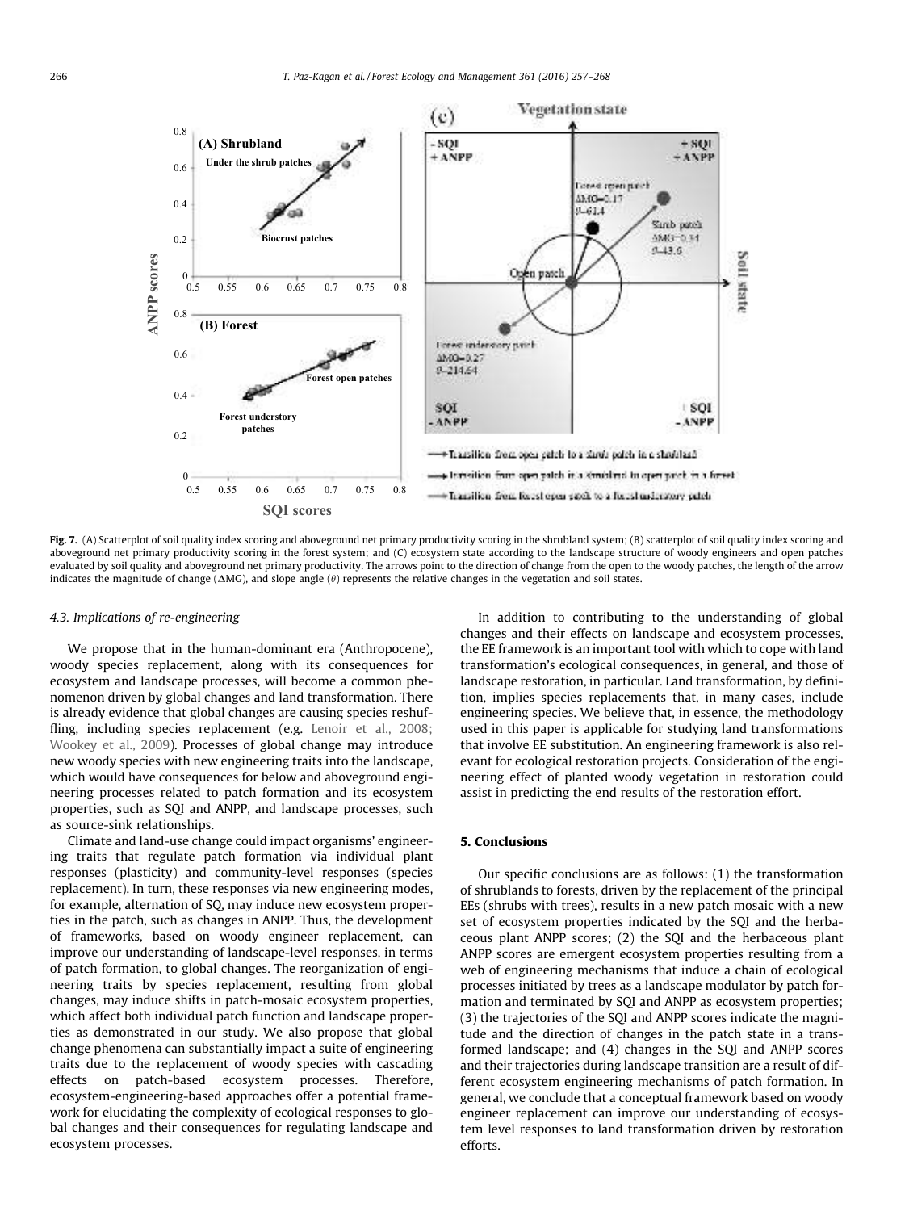(A) Shrubland

Under the shrub patches

Biocrust patches

ANPP scores

0.8
0.6
0.4
0.2
0
0.5 0.55 0.6 0.65 0.7 0.75 0.8

(B) Forest

Forest open patches

Forest understory patches

0.8
0.6
0.4
0.2
0
0.5 0.55 0.6 0.65 0.7 0.75 0.8

SQI scores

(c) Vegetation state

Soil state

- SQI + ANPP

+ SQI + ANPP

SQI - ANPP

SQI - ANPP

Forest open patch ΔMG=0.17 θ=61.4

Shrub patch ΔMG=0.31 θ=43.6

Open patch

Forest understory patch ΔMG=0.27 θ=214.64

Transition from open patch to a shrub patch in a shrubland

Transition from open patch in a shrubland to open patch in a forest

Transition from forest open patch to a forest understory patch

**Fig. 7.** (A) Scatterplot of soil quality index scoring and aboveground net primary productivity scoring in the shrubland system; (B) scatterplot of soil quality index scoring and aboveground net primary productivity scoring in the forest system; and (C) ecosystem state according to the landscape structure of woody engineers and open patches evaluated by soil quality and aboveground net primary productivity. The arrows point to the direction of change from the open to the woody patches, the length of the arrow indicates the magnitude of change (ΔMG), and slope angle ($\theta$) represents the relative changes in the vegetation and soil states.

### *4.3. Implications of re-engineering*

We propose that in the human-dominant era (Anthropocene), woody species replacement, along with its consequences for ecosystem and landscape processes, will become a common phenomenon driven by global changes and land transformation. There is already evidence that global changes are causing species reshuffling, including species replacement (e.g. Lenoir et al., 2008; Wookey et al., 2009). Processes of global change may introduce new woody species with new engineering traits into the landscape, which would have consequences for below and aboveground engineering processes related to patch formation and its ecosystem properties, such as SQI and ANPP, and landscape processes, such as source-sink relationships.

Climate and land-use change could impact organisms' engineering traits that regulate patch formation via individual plant responses (plasticity) and community-level responses (species replacement). In turn, these responses via new engineering modes, for example, alternation of SQ, may induce new ecosystem properties in the patch, such as changes in ANPP. Thus, the development of frameworks, based on woody engineer replacement, can improve our understanding of landscape-level responses, in terms of patch formation, to global changes. The reorganization of engineering traits by species replacement, resulting from global changes, may induce shifts in patch-mosaic ecosystem properties, which affect both individual patch function and landscape properties as demonstrated in our study. We also propose that global change phenomena can substantially impact a suite of engineering traits due to the replacement of woody species with cascading effects on patch-based ecosystem processes. Therefore, ecosystem-engineering-based approaches offer a potential framework for elucidating the complexity of ecological responses to global changes and their consequences for regulating landscape and ecosystem processes.

In addition to contributing to the understanding of global changes and their effects on landscape and ecosystem processes, the EE framework is an important tool with which to cope with land transformation's ecological consequences, in general, and those of landscape restoration, in particular. Land transformation, by definition, implies species replacements that, in many cases, include engineering species. We believe that, in essence, the methodology used in this paper is applicable for studying land transformations that involve EE substitution. An engineering framework is also relevant for ecological restoration projects. Consideration of the engineering effect of planted woody vegetation in restoration could assist in predicting the end results of the restoration effort.

## 5. Conclusions

Our specific conclusions are as follows: (1) the transformation of shrublands to forests, driven by the replacement of the principal EEs (shrubs with trees), results in a new patch mosaic with a new set of ecosystem properties indicated by the SQI and the herbaceous plant ANPP scores; (2) the SQI and the herbaceous plant ANPP scores are emergent ecosystem properties resulting from a web of engineering mechanisms that induce a chain of ecological processes initiated by trees as a landscape modulator by patch formation and terminated by SQI and ANPP as ecosystem properties; (3) the trajectories of the SQI and ANPP scores indicate the magnitude and the direction of changes in the patch state in a transformed landscape; and (4) changes in the SQI and ANPP scores and their trajectories during landscape transition are a result of different ecosystem engineering mechanisms of patch formation. In general, we conclude that a conceptual framework based on woody engineer replacement can improve our understanding of ecosystem level responses to land transformation driven by restoration efforts.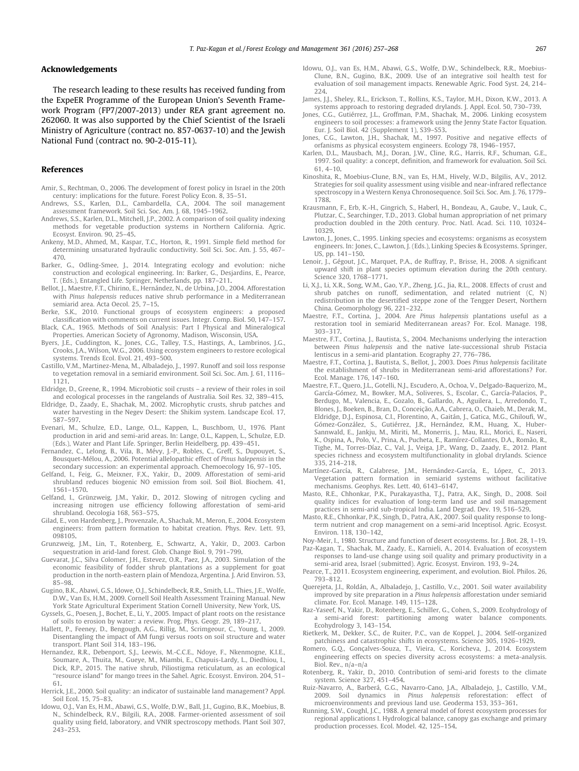## Acknowledgements

The research leading to these results has received funding from the ExpeER Programme of the European Union's Seventh Framework Program (FP7/2007-2013) under REA grant agreement no. 262060. It was also supported by the Chief Scientist of the Israeli Ministry of Agriculture (contract no. 857-0637-10) and the Jewish National Fund (contract no. 90-2-015-11).

## References

Amir, S., Rechtman, O., 2006. The development of forest policy in Israel in the 20th century: implications for the future. Forest Policy Econ. 8, 35–51.

Andrews, S.S., Karlen, D.L., Cambardella, C.A., 2004. The soil management assessment framework. Soil Sci. Soc. Am. J. 68, 1945–1962.

Andrews, S.S., Karlen, D.L., Mitchell, J.P., 2002. A comparison of soil quality indexing methods for vegetable production systems in Northern California. Agric. Ecosyst. Environ. 90, 25–45.

Ankeny, M.D., Ahmed, M., Kaspar, T.C., Horton, R., 1991. Simple field method for determining unsaturated hydraulic conductivity. Soil Sci. Soc. Am. J. 55, 467–470.

Barker, G., Odling-Smee, J., 2014. Integrating ecology and evolution: niche construction and ecological engineering. In: Barker, G., Desjardins, E., Pearce, T. (Eds.), Entangled Life. Springer, Netherlands, pp. 187–211.

Bellot, J., Maestre, F.T., Chirino, E., Hernández, N., de Urbina, J.O., 2004. Afforestation with *Pinus halepensis* reduces native shrub performance in a Mediterranean semiarid area. Acta Oecol. 25, 7–15.

Berke, S.K., 2010. Functional groups of ecosystem engineers: a proposed classification with comments on current issues. Integr. Comp. Biol. 50, 147–157.

Black, C.A., 1965. Methods of Soil Analysis: Part I Physical and Mineralogical Properties. American Society of Agronomy, Madison, Wisconsin, USA.

Byers, J.E., Cuddington, K., Jones, C.G., Talley, T.S., Hastings, A., Lambrinos, J.G., Crooks, J.A., Wilson, W.G., 2006. Using ecosystem engineers to restore ecological systems. Trends Ecol. Evol. 21, 493–500.

Castillo, V.M., Martinez-Mena, M., Albaladejo, J., 1997. Runoff and soil loss response to vegetation removal in a semiarid environment. Soil Sci. Soc. Am. J. 61, 1116–1121.

Eldridge, D., Greene, R., 1994. Microbiotic soil crusts – a review of their roles in soil and ecological processes in the rangelands of Australia. Soil Res. 32, 389–415.

Eldridge, D., Zaady, E., Shachak, M., 2002. Microphytic crusts, shrub patches and water harvesting in the Negev Desert: the Shikim system. Landscape Ecol. 17, 587–597.

Evenari, M., Schulze, E.D., Lange, O.L., Kappen, L., Buschbom, U., 1976. Plant production in arid and semi-arid areas. In: Lange, O.L., Kappen, L., Schulze, E.D. (Eds.), Water and Plant Life. Springer, Berlin Heidelberg, pp. 439–451.

Fernandez, C., Lelong, B., Vila, B., Mévy, J.-P., Robles, C., Greff, S., Dupouyet, S., Bousquet-Mélou, A., 2006. Potential allelopathic effect of *Pinus halepensis* in the secondary succession: an experimental approach. Chemoecology 16, 97–105.

Gelfand, I., Feig, G., Meixner, F.X., Yakir, D., 2009. Afforestation of semi-arid shrubland reduces biogenic NO emission from soil. Soil Biol. Biochem. 41, 1561–1570.

Gelfand, I., Grünzweig, J.M., Yakir, D., 2012. Slowing of nitrogen cycling and increasing nitrogen use efficiency following afforestation of semi-arid shrubland. Oecologia 168, 563–575.

Gilad, E., von Hardenberg, J., Provenzale, A., Shachak, M., Meron, E., 2004. Ecosystem engineers: from pattern formation to habitat creation. Phys. Rev. Lett. 93, 098105.

Grunzweig, J.M., Lin, T., Rotenberg, E., Schwartz, A., Yakir, D., 2003. Carbon sequestration in arid-land forest. Glob. Change Biol. 9, 791–799.

Guevarat, J.C., Silva Colomer, J.H., Estevez, O.R., Paez, J.A., 2003. Simulation of the economic feasibility of fodder shrub plantations as a supplement for goat production in the north-eastern plain of Mendoza, Argentina. J. Arid Environ. 53, 85–98.

Gugino, B.K., Abawi, G.S., Idowe, O.J., Schindelbeck, R.R., Smith, L.L., Thies, J.E., Wolfe, D.W., Van Es, H.M., 2009. Cornell Soil Health Assessment Training Manual. New York State Agricultural Experiment Station Cornell University, New York, US.

Gyssels, G., Poesen, J., Bochet, E., Li, Y., 2005. Impact of plant roots on the resistance of soils to erosion by water: a review. Prog. Phys. Geogr. 29, 189–217.

Hallett, P., Feeney, D., Bengough, A.G., Rillig, M., Scrimgeour, C., Young, I., 2009. Disentangling the impact of AM fungi versus roots on soil structure and water transport. Plant Soil 314, 183–196.

Hernandez, R.R., Debenport, S.J., Leewis, M.-C.C.E., Ndoye, F., Nkenmogne, K.I.E., Soumare, A., Thuita, M., Gueye, M., Miambi, E., Chapuis-Lardy, L., Diedhiou, I., Dick, R.P., 2015. The native shrub, Piliostigma reticulatum, as an ecological "resource island" for mango trees in the Sahel. Agric. Ecosyst. Environ. 204, 51–61.

Herrick, J.E., 2000. Soil quality: an indicator of sustainable land management? Appl. Soil Ecol. 15, 75–83.

Idowu, O.J., Van Es, H.M., Abawi, G.S., Wolfe, D.W., Ball, J.I., Gugino, B.K., Moebius, B. N., Schindelbeck, R.V., Bilgili, R.A., 2008. Farmer-oriented assessment of soil quality using field, laboratory, and VNIR spectroscopy methods. Plant Soil 307, 243–253.

Idowu, O.J., van Es, H.M., Abawi, G.S., Wolfe, D.W., Schindelbeck, R.R., Moebius-Clune, B.N., Gugino, B.K., 2009. Use of an integrative soil health test for evaluation of soil management impacts. Renewable Agric. Food Syst. 24, 214–224.

James, J.J., Sheley, R.L., Erickson, T., Rollins, K.S., Taylor, M.H., Dixon, K.W., 2013. A systems approach to restoring degraded drylands. J. Appl. Ecol. 50, 730–739.

Jones, C.G., Gutiérrez, J.L., Groffman, P.M., Shachak, M., 2006. Linking ecosystem engineers to soil processes: a framework using the Jenny State Factor Equation. Eur. J. Soil Biol. 42 (Supplement 1), S39–S53.

Jones, C.G., Lawton, J.H., Shachak, M., 1997. Positive and negative effects of orfanisms as physical ecosystem engineers. Ecology 78, 1946–1957.

Karlen, D.L., Mausbach, M.J., Doran, J.W., Cline, R.G., Harris, R.F., Schuman, G.E., 1997. Soil quality: a concept, definition, and framework for evaluation. Soil Sci. 61, 4–10.

Kinoshita, R., Moebius-Clune, B.N., van Es, H.M., Hively, W.D., Bilgilis, A.V., 2012. Strategies for soil quality assessment using visible and near-infrared reflectance spectroscopy in a Western Kenya Chronosequence. Soil Sci. Soc. Am. J. 76, 1779–1788.

Krausmann, F., Erb, K.-H., Gingrich, S., Haberl, H., Bondeau, A., Gaube, V., Lauk, C., Plutzar, C., Searchinger, T.D., 2013. Global human appropriation of net primary production doubled in the 20th century. Proc. Natl. Acad. Sci. 110, 10324–10329.

Lawton, J., Jones, C., 1995. Linking species and ecosystems: organisms as ecosystem engineers. In: Jones, C., Lawton, J. (Eds.), Linking Species & Ecosystems. Springer, US, pp. 141–150.

Lenoir, J., Gégout, J.C., Marquet, P.A., de Ruffray, P., Brisse, H., 2008. A significant upward shift in plant species optimum elevation during the 20th century. Science 320, 1768–1771.

Li, X.J., Li, X.R., Song, W.M., Gao, Y.P., Zheng, J.G., Jia, R.L., 2008. Effects of crust and shrub patches on runoff, sedimentation, and related nutrient (C, N) redistribution in the desertified steppe zone of the Tengger Desert, Northern China. Geomorphology 96, 221–232.

Maestre, F.T., Cortina, J., 2004. Are *Pinus halepensis* plantations useful as a restoration tool in semiarid Mediterranean areas? For. Ecol. Manage. 198, 303–317.

Maestre, F.T., Cortina, J., Bautista, S., 2004. Mechanisms underlying the interaction between *Pinus halepensis* and the native late-successional shrub Pistacia lentiscus in a semi-arid plantation. Ecography 27, 776–786.

Maestre, F.T., Cortina, J., Bautista, S., Bellot, J., 2003. Does *Pinus halepensis* facilitate the establishment of shrubs in Mediterranean semi-arid afforestations? For. Ecol. Manage. 176, 147–160.

Maestre, F.T., Quero, J.L., Gotelli, N.J., Escudero, A., Ochoa, V., Delgado-Baquerizo, M., García-Gómez, M., Bowker, M.A., Soliveres, S., Escolar, C., García-Palacios, P., Berdugo, M., Valencia, E., Gozalo, B., Gallardo, A., Aguilera, L., Arredondo, T., Blones, J., Boeken, B., Bran, D., Conceição, A.A., Cabrera, O., Chaieb, M., Derak, M., Eldridge, D.J., Espinosa, C.I., Florentino, A., Gaitán, J., Gatica, M.G., Ghiloufi, W., Gómez-González, S., Gutiérrez, J.R., Hernández, R.M., Huang, X., Huber-Sannwald, E., Jankju, M., Miriti, M., Monerris, J., Mau, R.L., Morici, E., Naseri, K., Ospina, A., Polo, V., Prina, A., Pucheta, E., Ramírez-Collantes, D.A., Romão, R., Tighe, M., Torres-Díaz, C., Val, J., Veiga, J.P., Wang, D., Zaady, E., 2012. Plant species richness and ecosystem multifunctionality in global drylands. Science 335, 214–218.

Martínez-García, R., Calabrese, J.M., Hernández-García, E., López, C., 2013. Vegetation pattern formation in semiarid systems without facilitative mechanisms. Geophys. Res. Lett. 40, 6143–6147.

Masto, R.E., Chhonkar, P.K., Purakayastha, T.J., Patra, A.K., Singh, D., 2008. Soil quality indices for evaluation of long-term land use and soil management practices in semi-arid sub-tropical India. Land Degrad. Dev. 19, 516–529.

Masto, R.E., Chhonkar, P.K., Singh, D., Patra, A.K., 2007. Soil quality response to long-term nutrient and crop management on a semi-arid Inceptisol. Agric. Ecosyst. Environ. 118, 130–142.

Noy-Meir, I., 1980. Structure and function of desert ecosystems. Isr. J. Bot. 28, 1–19.

Paz-Kagan, T., Shachak, M., Zaady, E., Karnieli, A., 2014. Evaluation of ecosystem responses to land-use change using soil quality and primary productivity in a semi-arid area, Israel (submitted). Agric. Ecosyst. Environ. 193, 9–24.

Pearce, T., 2011. Ecosystem engineering, experiment, and evolution. Biol. Philos. 26, 793–812.

Querejeta, J.I., Roldán, A., Albaladejo, J., Castillo, V.c., 2001. Soil water availability improved by site preparation in a *Pinus halepensis* afforestation under semiarid climate. For. Ecol. Manage. 149, 115–128.

Raz-Yaseef, N., Yakir, D., Rotenberg, E., Schiller, G., Cohen, S., 2009. Ecohydrology of a semi-arid forest: partitioning among water balance components. Ecohydrology 3, 143–154.

Rietkerk, M., Dekker, S.C., de Ruiter, P.C., van de Koppel, J., 2004. Self-organized patchiness and catastrophic shifts in ecosystems. Science 305, 1926–1929.

Romero, G.Q., Gonçalves-Souza, T., Vieira, C., Koricheva, J., 2014. Ecosystem engineering effects on species diversity across ecosystems: a meta-analysis. Biol. Rev., n/a–n/a

Rotenberg, E., Yakir, D., 2010. Contribution of semi-arid forests to the climate system. Science 327, 451–454.

Ruiz-Navarro, A., Barberá, G.G., Navarro-Cano, J.A., Albaladejo, J., Castillo, V.M., 2009. Soil dynamics in *Pinus halepensis* reforestation: effect of microenvironments and previous land use. Geoderma 153, 353–361.

Running, S.W., Coughl, J.C., 1988. A general model of forest ecosystem processes for regional applications I. Hydrological balance, canopy gas exchange and primary production processes. Ecol. Model. 42, 125–154.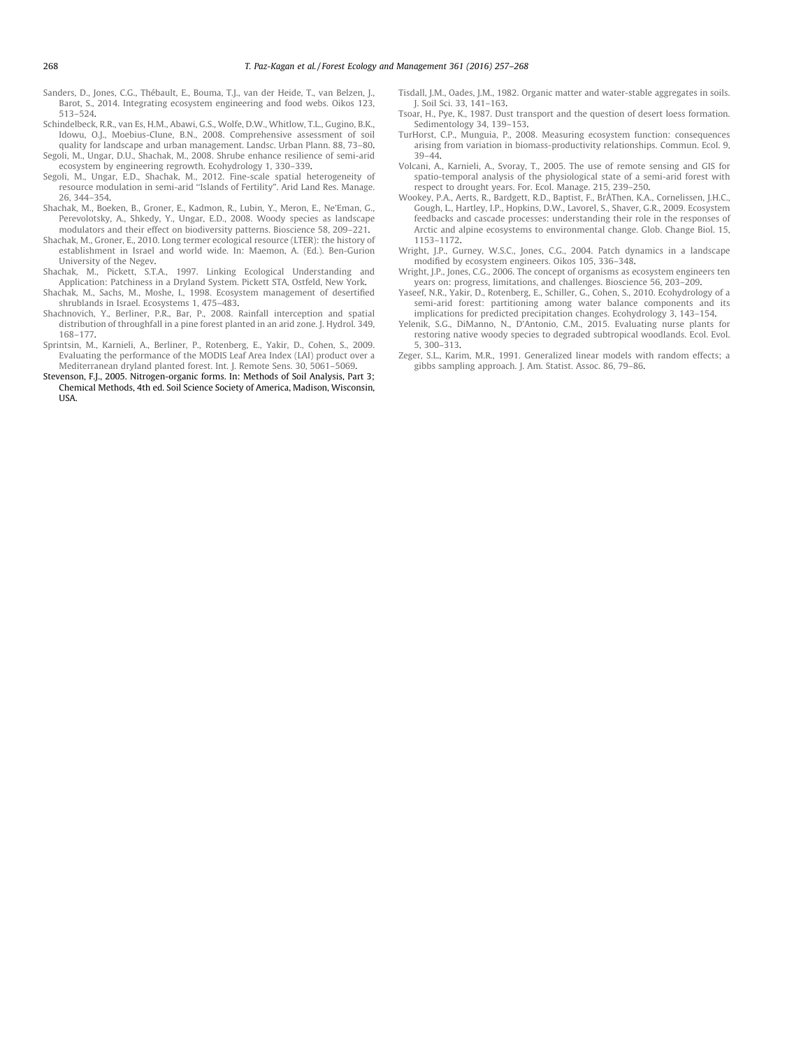Sanders, D., Jones, C.G., Thébault, E., Bouma, T.J., van der Heide, T., van Belzen, J., Barot, S., 2014. Integrating ecosystem engineering and food webs. Oikos 123, 513–524.

Schindelbeck, R.R., van Es, H.M., Abawi, G.S., Wolfe, D.W., Whitlow, T.L., Gugino, B.K., Idowu, O.J., Moebius-Clune, B.N., 2008. Comprehensive assessment of soil quality for landscape and urban management. Landsc. Urban Plann. 88, 73–80.

Segoli, M., Ungar, D.U., Shachak, M., 2008. Shrube enhance resilience of semi-arid ecosystem by engineering regrowth. Ecohydrology 1, 330–339.

Segoli, M., Ungar, E.D., Shachak, M., 2012. Fine-scale spatial heterogeneity of resource modulation in semi-arid "Islands of Fertility". Arid Land Res. Manage. 26, 344–354.

Shachak, M., Boeken, B., Groner, E., Kadmon, R., Lubin, Y., Meron, E., Ne'Eman, G., Perevolotsky, A., Shkedy, Y., Ungar, E.D., 2008. Woody species as landscape modulators and their effect on biodiversity patterns. Bioscience 58, 209–221.

Shachak, M., Groner, E., 2010. Long termer ecological resource (LTER): the history of establishment in Israel and world wide. In: Maemon, A. (Ed.). Ben-Gurion University of the Negev.

Shachak, M., Pickett, S.T.A., 1997. Linking Ecological Understanding and Application: Patchiness in a Dryland System. Pickett STA, Ostfeld, New York.

Shachak, M., Sachs, M., Moshe, I., 1998. Ecosystem management of desertified shrublands in Israel. Ecosystems 1, 475–483.

Shachnovich, Y., Berliner, P.R., Bar, P., 2008. Rainfall interception and spatial distribution of throughfall in a pine forest planted in an arid zone. J. Hydrol. 349, 168–177.

Sprintsin, M., Karnieli, A., Berliner, P., Rotenberg, E., Yakir, D., Cohen, S., 2009. Evaluating the performance of the MODIS Leaf Area Index (LAI) product over a Mediterranean dryland planted forest. Int. J. Remote Sens. 30, 5061–5069.

Stevenson, F.J., 2005. Nitrogen-organic forms. In: Methods of Soil Analysis, Part 3; Chemical Methods, 4th ed. Soil Science Society of America, Madison, Wisconsin, USA.

Tisdall, J.M., Oades, J.M., 1982. Organic matter and water-stable aggregates in soils. J. Soil Sci. 33, 141–163.

Tsoar, H., Pye, K., 1987. Dust transport and the question of desert loess formation. Sedimentology 34, 139–153.

TurHorst, C.P., Munguia, P., 2008. Measuring ecosystem function: consequences arising from variation in biomass-productivity relationships. Commun. Ecol. 9, 39–44.

Volcani, A., Karnieli, A., Svoray, T., 2005. The use of remote sensing and GIS for spatio-temporal analysis of the physiological state of a semi-arid forest with respect to drought years. For. Ecol. Manage. 215, 239–250.

Wookey, P.A., Aerts, R., Bardgett, R.D., Baptist, F., BrÅThen, K.A., Cornelissen, J.H.C., Gough, L., Hartley, I.P., Hopkins, D.W., Lavorel, S., Shaver, G.R., 2009. Ecosystem feedbacks and cascade processes: understanding their role in the responses of Arctic and alpine ecosystems to environmental change. Glob. Change Biol. 15, 1153–1172.

Wright, J.P., Gurney, W.S.C., Jones, C.G., 2004. Patch dynamics in a landscape modified by ecosystem engineers. Oikos 105, 336–348.

Wright, J.P., Jones, C.G., 2006. The concept of organisms as ecosystem engineers ten years on: progress, limitations, and challenges. Bioscience 56, 203–209.

Yaseef, N.R., Yakir, D., Rotenberg, E., Schiller, G., Cohen, S., 2010. Ecohydrology of a semi-arid forest: partitioning among water balance components and its implications for predicted precipitation changes. Ecohydrology 3, 143–154.

Yelenik, S.G., DiManno, N., D'Antonio, C.M., 2015. Evaluating nurse plants for restoring native woody species to degraded subtropical woodlands. Ecol. Evol. 5, 300–313.

Zeger, S.L., Karim, M.R., 1991. Generalized linear models with random effects; a gibbs sampling approach. J. Am. Statist. Assoc. 86, 79–86.